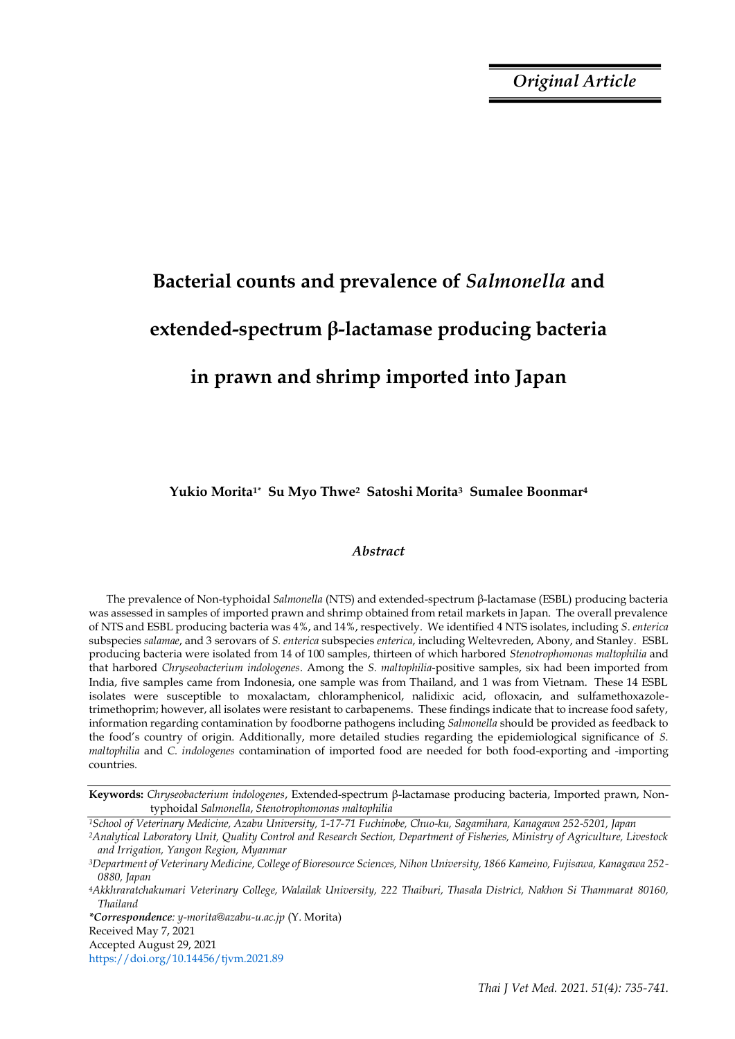*Original Article*

# Bacterial counts and prevalence of *Salmonella* and extended-spectrum β-lactamase producing bacteria in prawn and shrimp imported into Japan

**Yukio Morita[1*] Su Myo Thwe[2] Satoshi Morita[3] Sumalee Boonmar[4]**

### *Abstract*

The prevalence of Non-typhoidal *Salmonella* (NTS) and extended-spectrum β-lactamase (ESBL) producing bacteria was assessed in samples of imported prawn and shrimp obtained from retail markets in Japan. The overall prevalence of NTS and ESBL producing bacteria was 4%, and 14%, respectively. We identified 4 NTS isolates, including *S. enterica* subspecies *salamae*, and 3 serovars of *S. enterica* subspecies *enterica*, including Weltevreden, Abony, and Stanley. ESBL producing bacteria were isolated from 14 of 100 samples, thirteen of which harbored *Stenotrophomonas maltophilia* and that harbored *Chryseobacterium indologenes*. Among the *S. maltophilia*-positive samples, six had been imported from India, five samples came from Indonesia, one sample was from Thailand, and 1 was from Vietnam. These 14 ESBL isolates were susceptible to moxalactam, chloramphenicol, nalidixic acid, ofloxacin, and sulfamethoxazole-trimethoprim; however, all isolates were resistant to carbapenems. These findings indicate that to increase food safety, information regarding contamination by foodborne pathogens including *Salmonella* should be provided as feedback to the food's country of origin. Additionally, more detailed studies regarding the epidemiological significance of *S. maltophilia* and *C. indologenes* contamination of imported food are needed for both food-exporting and -importing countries.

**Keywords:** *Chryseobacterium indologenes*, Extended-spectrum β-lactamase producing bacteria, Imported prawn, Non-typhoidal *Salmonella*, *Stenotrophomonas maltophilia*

[1]*School of Veterinary Medicine, Azabu University, 1-17-71 Fuchinobe, Chuo-ku, Sagamihara, Kanagawa 252-5201, Japan*

[2]*Analytical Laboratory Unit, Quality Control and Research Section, Department of Fisheries, Ministry of Agriculture, Livestock and Irrigation, Yangon Region, Myanmar*

[3]*Department of Veterinary Medicine, College of Bioresource Sciences, Nihon University, 1866 Kameino, Fujisawa, Kanagawa 252-0880, Japan*

[4]*Akkhraratchakumari Veterinary College, Walailak University, 222 Thaiburi, Thasala District, Nakhon Si Thammarat 80160, Thailand*

***Correspondence**: y-morita@azabu-u.ac.jp* (Y. Morita)

Received May 7, 2021

Accepted August 29, 2021

https://doi.org/10.14456/tjvm.2021.89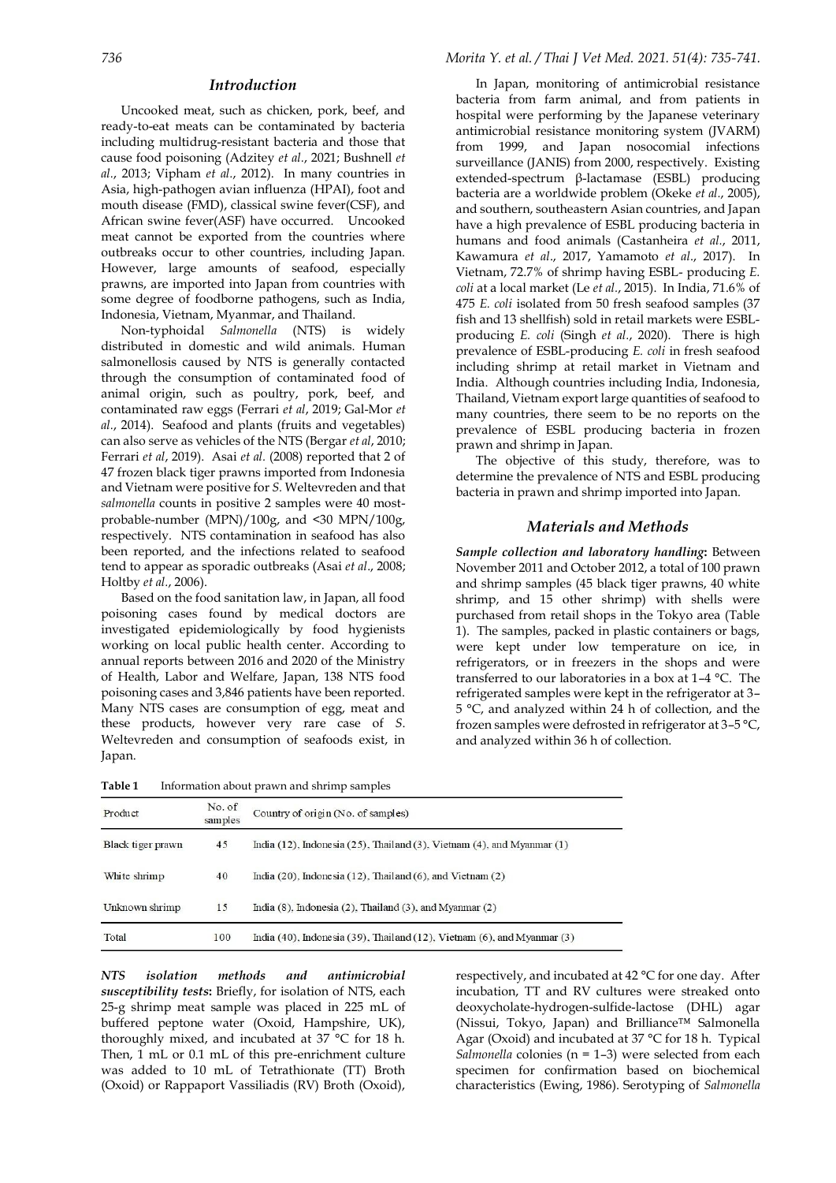## Introduction

Uncooked meat, such as chicken, pork, beef, and ready-to-eat meats can be contaminated by bacteria including multidrug-resistant bacteria and those that cause food poisoning (Adzitey *et al*., 2021; Bushnell *et al*., 2013; Vipham *et al*., 2012). In many countries in Asia, high-pathogen avian influenza (HPAI), foot and mouth disease (FMD), classical swine fever(CSF), and African swine fever(ASF) have occurred. Uncooked meat cannot be exported from the countries where outbreaks occur to other countries, including Japan. However, large amounts of seafood, especially prawns, are imported into Japan from countries with some degree of foodborne pathogens, such as India, Indonesia, Vietnam, Myanmar, and Thailand.

Non-typhoidal *Salmonella* (NTS) is widely distributed in domestic and wild animals. Human salmonellosis caused by NTS is generally contacted through the consumption of contaminated food of animal origin, such as poultry, pork, beef, and contaminated raw eggs (Ferrari *et al*, 2019; Gal-Mor *et al*., 2014). Seafood and plants (fruits and vegetables) can also serve as vehicles of the NTS (Bergar *et al*, 2010; Ferrari *et al*, 2019). Asai *et al*. (2008) reported that 2 of 47 frozen black tiger prawns imported from Indonesia and Vietnam were positive for *S*. Weltevreden and that *salmonella* counts in positive 2 samples were 40 most-probable-number (MPN)/100g, and <30 MPN/100g, respectively. NTS contamination in seafood has also been reported, and the infections related to seafood tend to appear as sporadic outbreaks (Asai *et al*., 2008; Holtby *et al*., 2006).

Based on the food sanitation law, in Japan, all food poisoning cases found by medical doctors are investigated epidemiologically by food hygienists working on local public health center. According to annual reports between 2016 and 2020 of the Ministry of Health, Labor and Welfare, Japan, 138 NTS food poisoning cases and 3,846 patients have been reported. Many NTS cases are consumption of egg, meat and these products, however very rare case of *S*. Weltevreden and consumption of seafoods exist, in Japan.

In Japan, monitoring of antimicrobial resistance bacteria from farm animal, and from patients in hospital were performing by the Japanese veterinary antimicrobial resistance monitoring system (JVARM) from 1999, and Japan nosocomial infections surveillance (JANIS) from 2000, respectively. Existing extended-spectrum β-lactamase (ESBL) producing bacteria are a worldwide problem (Okeke *et al*., 2005), and southern, southeastern Asian countries, and Japan have a high prevalence of ESBL producing bacteria in humans and food animals (Castanheira *et al*., 2011, Kawamura *et al*., 2017, Yamamoto *et al*., 2017). In Vietnam, 72.7% of shrimp having ESBL- producing *E. coli* at a local market (Le *et al*., 2015). In India, 71.6% of 475 *E. coli* isolated from 50 fresh seafood samples (37 fish and 13 shellfish) sold in retail markets were ESBL-producing *E. coli* (Singh *et al*., 2020). There is high prevalence of ESBL-producing *E. coli* in fresh seafood including shrimp at retail market in Vietnam and India. Although countries including India, Indonesia, Thailand, Vietnam export large quantities of seafood to many countries, there seem to be no reports on the prevalence of ESBL producing bacteria in frozen prawn and shrimp in Japan.

The objective of this study, therefore, was to determine the prevalence of NTS and ESBL producing bacteria in prawn and shrimp imported into Japan.

## Materials and Methods

***Sample collection and laboratory handling*:** Between November 2011 and October 2012, a total of 100 prawn and shrimp samples (45 black tiger prawns, 40 white shrimp, and 15 other shrimp) with shells were purchased from retail shops in the Tokyo area (Table 1). The samples, packed in plastic containers or bags, were kept under low temperature on ice, in refrigerators, or in freezers in the shops and were transferred to our laboratories in a box at 1–4 °C. The refrigerated samples were kept in the refrigerator at 3–5 °C, and analyzed within 24 h of collection, and the frozen samples were defrosted in refrigerator at 3–5 °C, and analyzed within 36 h of collection.

**Table 1** Information about prawn and shrimp samples

| Product | No. of samples | Country of origin (No. of samples) |
|---|---|---|
| Black tiger prawn | 45 | India (12), Indonesia (25), Thailand (3), Vietnam (4), and Myanmar (1) |
| White shrimp | 40 | India (20), Indonesia (12), Thailand (6), and Vietnam (2) |
| Unknown shrimp | 15 | India (8), Indonesia (2), Thailand (3), and Myanmar (2) |
| Total | 100 | India (40), Indonesia (39), Thailand (12), Vietnam (6), and Myanmar (3) |

***NTS isolation methods and antimicrobial susceptibility tests*:** Briefly, for isolation of NTS, each 25-g shrimp meat sample was placed in 225 mL of buffered peptone water (Oxoid, Hampshire, UK), thoroughly mixed, and incubated at 37 °C for 18 h. Then, 1 mL or 0.1 mL of this pre-enrichment culture was added to 10 mL of Tetrathionate (TT) Broth (Oxoid) or Rappaport Vassiliadis (RV) Broth (Oxoid), respectively, and incubated at 42 °C for one day. After incubation, TT and RV cultures were streaked onto deoxycholate-hydrogen-sulfide-lactose (DHL) agar (Nissui, Tokyo, Japan) and Brilliance™ Salmonella Agar (Oxoid) and incubated at 37 °C for 18 h. Typical *Salmonella* colonies (n = 1–3) were selected from each specimen for confirmation based on biochemical characteristics (Ewing, 1986). Serotyping of *Salmonella*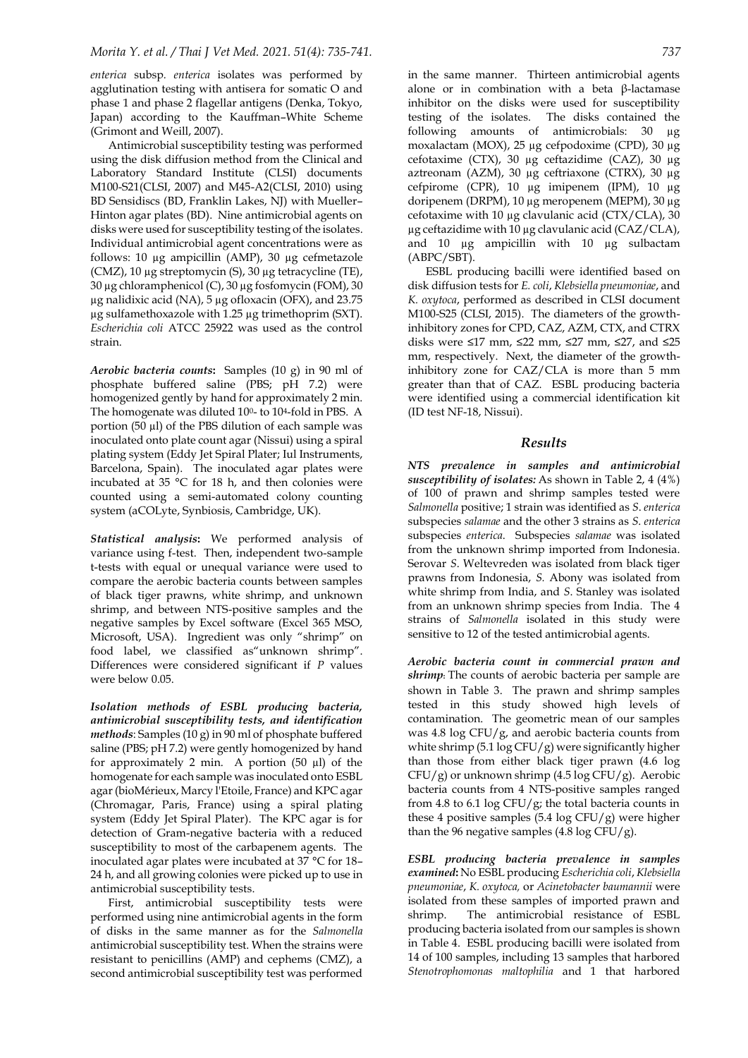*enterica* subsp. *enterica* isolates was performed by agglutination testing with antisera for somatic O and phase 1 and phase 2 flagellar antigens (Denka, Tokyo, Japan) according to the Kauffman–White Scheme (Grimont and Weill, 2007).

Antimicrobial susceptibility testing was performed using the disk diffusion method from the Clinical and Laboratory Standard Institute (CLSI) documents M100-S21(CLSI, 2007) and M45-A2(CLSI, 2010) using BD Sensidiscs (BD, Franklin Lakes, NJ) with Mueller–Hinton agar plates (BD). Nine antimicrobial agents on disks were used for susceptibility testing of the isolates. Individual antimicrobial agent concentrations were as follows: 10 µg ampicillin (AMP), 30 µg cefmetazole (CMZ), 10 µg streptomycin (S), 30 µg tetracycline (TE), 30 µg chloramphenicol (C), 30 µg fosfomycin (FOM), 30 µg nalidixic acid (NA), 5 µg ofloxacin (OFX), and 23.75 µg sulfamethoxazole with 1.25 µg trimethoprim (SXT). *Escherichia coli* ATCC 25922 was used as the control strain.

***Aerobic bacteria counts*:** Samples (10 g) in 90 ml of phosphate buffered saline (PBS; pH 7.2) were homogenized gently by hand for approximately 2 min. The homogenate was diluted $10^0$- to $10^4$-fold in PBS. A portion (50 µl) of the PBS dilution of each sample was inoculated onto plate count agar (Nissui) using a spiral plating system (Eddy Jet Spiral Plater; Iul Instruments, Barcelona, Spain). The inoculated agar plates were incubated at 35 °C for 18 h, and then colonies were counted using a semi-automated colony counting system (aCOLyte, Synbiosis, Cambridge, UK).

***Statistical analysis*:** We performed analysis of variance using f-test. Then, independent two-sample t-tests with equal or unequal variance were used to compare the aerobic bacteria counts between samples of black tiger prawns, white shrimp, and unknown shrimp, and between NTS-positive samples and the negative samples by Excel software (Excel 365 MSO, Microsoft, USA). Ingredient was only "shrimp" on food label, we classified as"unknown shrimp". Differences were considered significant if $P$ values were below 0.05.

***Isolation methods of ESBL producing bacteria, antimicrobial susceptibility tests, and identification methods*:** Samples (10 g) in 90 ml of phosphate buffered saline (PBS; pH 7.2) were gently homogenized by hand for approximately 2 min. A portion (50 µl) of the homogenate for each sample was inoculated onto ESBL agar (bioMérieux, Marcy l'Etoile, France) and KPC agar (Chromagar, Paris, France) using a spiral plating system (Eddy Jet Spiral Plater). The KPC agar is for detection of Gram-negative bacteria with a reduced susceptibility to most of the carbapenem agents. The inoculated agar plates were incubated at 37 °C for 18–24 h, and all growing colonies were picked up to use in antimicrobial susceptibility tests.

First, antimicrobial susceptibility tests were performed using nine antimicrobial agents in the form of disks in the same manner as for the *Salmonella* antimicrobial susceptibility test. When the strains were resistant to penicillins (AMP) and cephems (CMZ), a second antimicrobial susceptibility test was performed in the same manner. Thirteen antimicrobial agents alone or in combination with a beta β-lactamase inhibitor on the disks were used for susceptibility testing of the isolates. The disks contained the following amounts of antimicrobials: 30 µg moxalactam (MOX), 25 µg cefpodoxime (CPD), 30 µg cefotaxime (CTX), 30 µg ceftazidime (CAZ), 30 µg aztreonam (AZM), 30 µg ceftriaxone (CTRX), 30 µg cefpirome (CPR), 10 µg imipenem (IPM), 10 µg doripenem (DRPM), 10 µg meropenem (MEPM), 30 µg cefotaxime with 10 µg clavulanic acid (CTX/CLA), 30 µg ceftazidime with 10 µg clavulanic acid (CAZ/CLA), and 10 µg ampicillin with 10 µg sulbactam (ABPC/SBT).

ESBL producing bacilli were identified based on disk diffusion tests for *E. coli*, *Klebsiella pneumoniae*, and *K. oxytoca*, performed as described in CLSI document M100-S25 (CLSI, 2015). The diameters of the growth-inhibitory zones for CPD, CAZ, AZM, CTX, and CTRX disks were ≤17 mm, ≤22 mm, ≤27 mm, ≤27, and ≤25 mm, respectively. Next, the diameter of the growth-inhibitory zone for CAZ/CLA is more than 5 mm greater than that of CAZ. ESBL producing bacteria were identified using a commercial identification kit (ID test NF-18, Nissui).

## *Results*

***NTS prevalence in samples and antimicrobial susceptibility of isolates:*** As shown in Table 2, 4 (4%) of 100 of prawn and shrimp samples tested were *Salmonella* positive; 1 strain was identified as *S. enterica* subspecies *salamae* and the other 3 strains as *S. enterica* subspecies *enterica*. Subspecies *salamae* was isolated from the unknown shrimp imported from Indonesia. Serovar *S*. Weltevreden was isolated from black tiger prawns from Indonesia, *S.* Abony was isolated from white shrimp from India, and *S*. Stanley was isolated from an unknown shrimp species from India. The 4 strains of *Salmonella* isolated in this study were sensitive to 12 of the tested antimicrobial agents.

***Aerobic bacteria count in commercial prawn and shrimp*:** The counts of aerobic bacteria per sample are shown in Table 3. The prawn and shrimp samples tested in this study showed high levels of contamination. The geometric mean of our samples was 4.8 log CFU/g, and aerobic bacteria counts from white shrimp (5.1 log CFU/g) were significantly higher than those from either black tiger prawn (4.6 log CFU/g) or unknown shrimp (4.5 log CFU/g). Aerobic bacteria counts from 4 NTS-positive samples ranged from 4.8 to 6.1 log CFU/g; the total bacteria counts in these 4 positive samples (5.4 log CFU/g) were higher than the 96 negative samples (4.8 log CFU/g).

***ESBL producing bacteria prevalence in samples examined*:** No ESBL producing *Escherichia coli*, *Klebsiella pneumoniae*, *K. oxytoca,* or *Acinetobacter baumannii* were isolated from these samples of imported prawn and shrimp. The antimicrobial resistance of ESBL producing bacteria isolated from our samples is shown in Table 4. ESBL producing bacilli were isolated from 14 of 100 samples, including 13 samples that harbored *Stenotrophomonas maltophilia* and 1 that harbored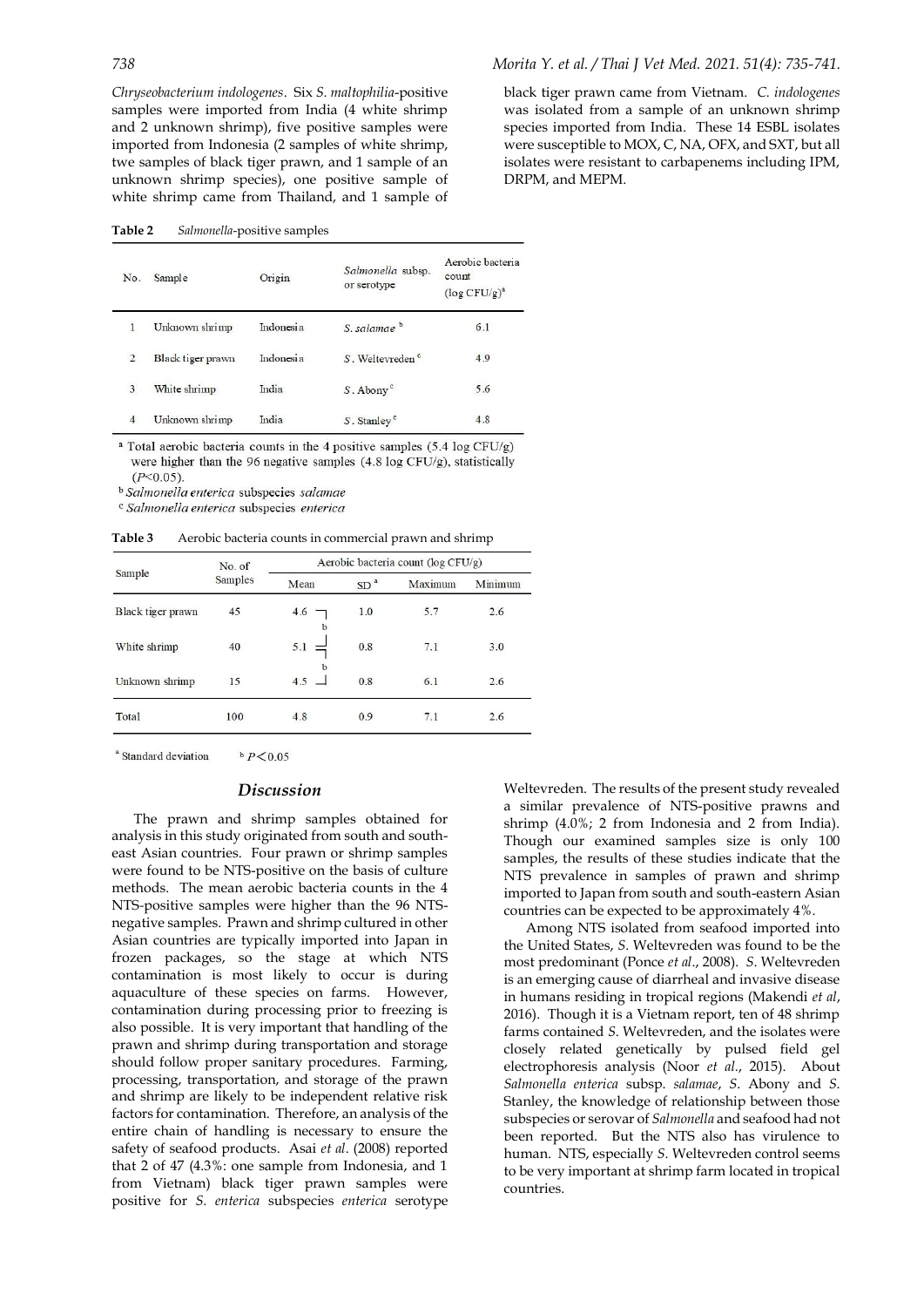*Chryseobacterium indologenes*. Six *S. maltophilia*-positive samples were imported from India (4 white shrimp and 2 unknown shrimp), five positive samples were imported from Indonesia (2 samples of white shrimp, twe samples of black tiger prawn, and 1 sample of an unknown shrimp species), one positive sample of white shrimp came from Thailand, and 1 sample of black tiger prawn came from Vietnam. *C. indologenes* was isolated from a sample of an unknown shrimp species imported from India. These 14 ESBL isolates were susceptible to MOX, C, NA, OFX, and SXT, but all isolates were resistant to carbapenems including IPM, DRPM, and MEPM.

**Table 2** *Salmonella*-positive samples

| No. | Sample | Origin | *Salmonella* subsp. or serotype | Aerobic bacteria count (log CFU/g)[a] |
|---|---|---|---|---|
| 1 | Unknown shrimp | Indonesia | *S. salamae* [b] | 6.1 |
| 2 | Black tiger prawn | Indonesia | *S.* Weltevreden [c] | 4.9 |
| 3 | White shrimp | India | *S.* Abony [c] | 5.6 |
| 4 | Unknown shrimp | India | *S.* Stanley [c] | 4.8 |

[a] Total aerobic bacteria counts in the 4 positive samples (5.4 log CFU/g) were higher than the 96 negative samples (4.8 log CFU/g), statistically ($P$<0.05).
[b] *Salmonella enterica* subspecies *salamae*
[c] *Salmonella enterica* subspecies *enterica*

**Table 3** Aerobic bacteria counts in commercial prawn and shrimp

| Sample | No. of Samples | Aerobic bacteria count (log CFU/g) | | | |
|---|---|---|---|---|---|
| | | Mean | SD [a] | Maximum | Minimum |
| Black tiger prawn | 45 | 4.6 [b] | 1.0 | 5.7 | 2.6 |
| White shrimp | 40 | 5.1 [b] | 0.8 | 7.1 | 3.0 |
| Unknown shrimp | 15 | 4.5 [b] | 0.8 | 6.1 | 2.6 |
| Total | 100 | 4.8 | 0.9 | 7.1 | 2.6 |

[a] Standard deviation [b] $P$<0.05

## Discussion

The prawn and shrimp samples obtained for analysis in this study originated from south and south-east Asian countries. Four prawn or shrimp samples were found to be NTS-positive on the basis of culture methods. The mean aerobic bacteria counts in the 4 NTS-positive samples were higher than the 96 NTS-negative samples. Prawn and shrimp cultured in other Asian countries are typically imported into Japan in frozen packages, so the stage at which NTS contamination is most likely to occur is during aquaculture of these species on farms. However, contamination during processing prior to freezing is also possible. It is very important that handling of the prawn and shrimp during transportation and storage should follow proper sanitary procedures. Farming, processing, transportation, and storage of the prawn and shrimp are likely to be independent relative risk factors for contamination. Therefore, an analysis of the entire chain of handling is necessary to ensure the safety of seafood products. Asai *et al*. (2008) reported that 2 of 47 (4.3%: one sample from Indonesia, and 1 from Vietnam) black tiger prawn samples were positive for *S. enterica* subspecies *enterica* serotype Weltevreden. The results of the present study revealed a similar prevalence of NTS-positive prawns and shrimp (4.0%; 2 from Indonesia and 2 from India). Though our examined samples size is only 100 samples, the results of these studies indicate that the NTS prevalence in samples of prawn and shrimp imported to Japan from south and south-eastern Asian countries can be expected to be approximately 4%.

Among NTS isolated from seafood imported into the United States, *S.* Weltevreden was found to be the most predominant (Ponce *et al*., 2008). *S.* Weltevreden is an emerging cause of diarrheal and invasive disease in humans residing in tropical regions (Makendi *et al*, 2016). Though it is a Vietnam report, ten of 48 shrimp farms contained *S.* Weltevreden, and the isolates were closely related genetically by pulsed field gel electrophoresis analysis (Noor *et al*., 2015). About *Salmonella enterica* subsp. *salamae*, *S.* Abony and *S.* Stanley, the knowledge of relationship between those subspecies or serovar of *Salmonella* and seafood had not been reported. But the NTS also has virulence to human. NTS, especially *S.* Weltevreden control seems to be very important at shrimp farm located in tropical countries.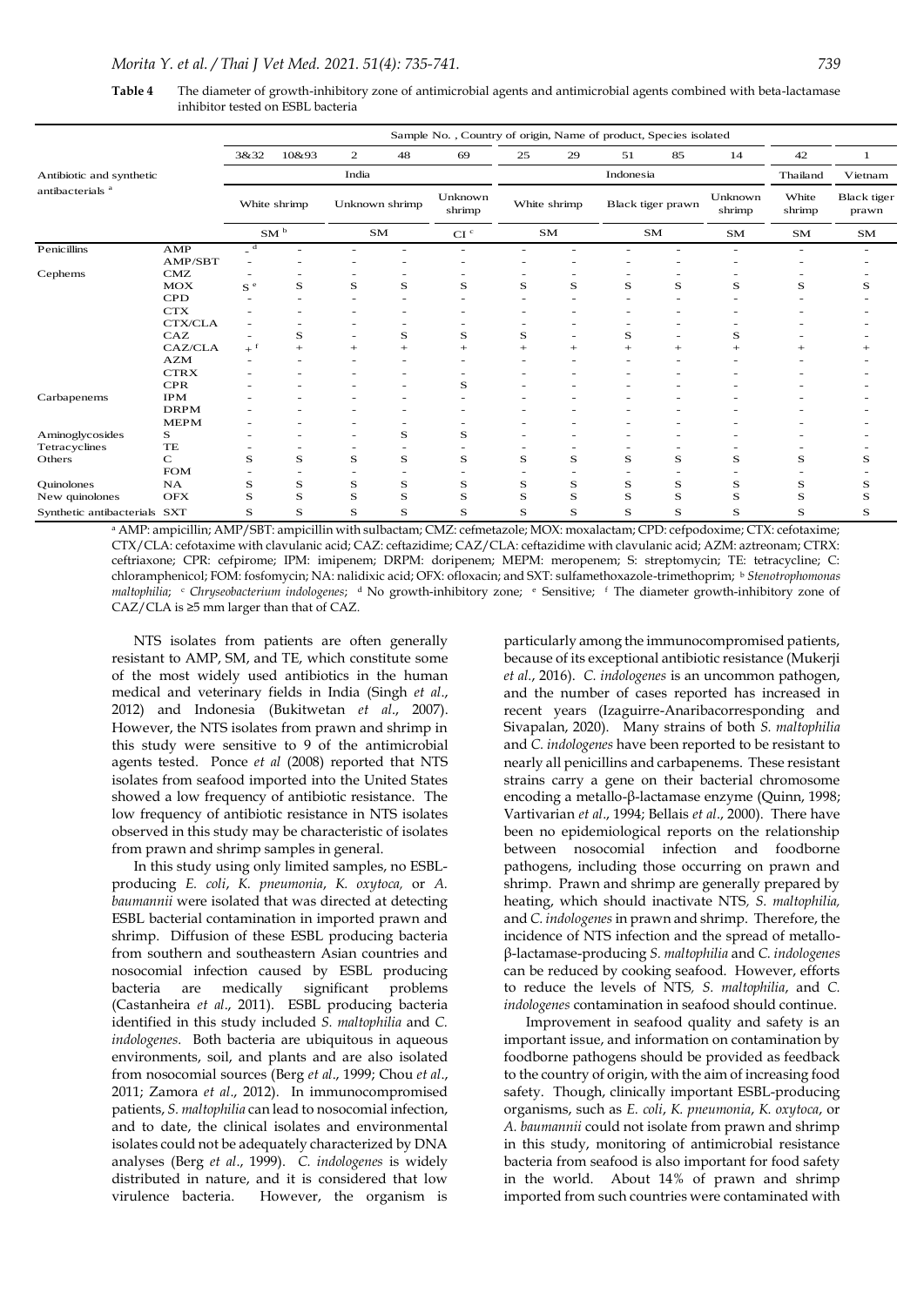**Table 4** The diameter of growth-inhibitory zone of antimicrobial agents and antimicrobial agents combined with beta-lactamase inhibitor tested on ESBL bacteria

| Antibiotic and synthetic antibacterials [a] | | Sample No. , Country of origin, Name of product, Species isolated | | | | | | | | | | | |
|---|---|---|---|---|---|---|---|---|---|---|---|---|---|
| | | 3&32 | 10&93 | 2 | 48 | 69 | 25 | 29 | 51 | 85 | 14 | 42 | 1 |
| | | India | | | | | Indonesia | | | | | Thailand | Vietnam |
| | | White shrimp | | Unknown shrimp | | Unknown shrimp | White shrimp | | Black tiger prawn | | Unknown shrimp | White shrimp | Black tiger prawn |
| | | SM [b] | | SM | | CI [c] | SM | | SM | | SM | SM | SM |
| Penicillins | AMP | - [d] | - | - | - | - | - | - | - | - | - | - | - |
| | AMP/SBT | - | - | - | - | - | - | - | - | - | - | - | - |
| Cephems | CMZ | - | - | - | - | - | - | - | - | - | - | - | - |
| | MOX | S [e] | S | S | S | S | S | S | S | S | S | S | S |
| | CPD | - | - | - | - | - | - | - | - | - | - | - | - |
| | CTX | - | - | - | - | - | - | - | - | - | - | - | - |
| | CTX/CLA | - | - | - | - | - | - | - | - | - | - | - | - |
| | CAZ | - | S | - | S | S | S | - | S | - | S | - | - |
| | CAZ/CLA | + [f] | + | + | + | + | + | + | + | + | + | + | + |
| | AZM | - | - | - | - | - | - | - | - | - | - | - | - |
| | CTRX | - | - | - | - | - | - | - | - | - | - | - | - |
| | CPR | - | - | - | - | S | - | - | - | - | - | - | - |
| Carbapenems | IPM | - | - | - | - | - | - | - | - | - | - | - | - |
| | DRPM | - | - | - | - | - | - | - | - | - | - | - | - |
| | MEPM | - | - | - | - | - | - | - | - | - | - | - | - |
| Aminoglycosides | S | - | - | - | S | S | - | - | - | - | - | - | - |
| Tetracyclines | TE | - | - | - | - | - | - | - | - | - | - | - | - |
| Others | C | S | S | S | S | S | S | S | S | S | S | S | S |
| | FOM | - | - | - | - | - | - | - | - | - | - | - | - |
| Quinolones | NA | S | S | S | S | S | S | S | S | S | S | S | S |
| New quinolones | OFX | S | S | S | S | S | S | S | S | S | S | S | S |
| Synthetic antibacterials | SXT | S | S | S | S | S | S | S | S | S | S | S | S |

[a] AMP: ampicillin; AMP/SBT: ampicillin with sulbactam; CMZ: cefmetazole; MOX: moxalactam; CPD: cefpodoxime; CTX: cefotaxime; CTX/CLA: cefotaxime with clavulanic acid; CAZ: ceftazidime; CAZ/CLA: ceftazidime with clavulanic acid; AZM: aztreonam; CTRX: ceftriaxone; CPR: cefpirome; IPM: imipenem; DRPM: doripenem; MEPM: meropenem; S: streptomycin; TE: tetracycline; C: chloramphenicol; FOM: fosfomycin; NA: nalidixic acid; OFX: ofloxacin; and SXT: sulfamethoxazole-trimethoprim; [b] *Stenotrophomonas maltophilia*; [c] *Chryseobacterium indologenes*; [d] No growth-inhibitory zone; [e] Sensitive; [f] The diameter growth-inhibitory zone of CAZ/CLA is ≥5 mm larger than that of CAZ.

NTS isolates from patients are often generally resistant to AMP, SM, and TE, which constitute some of the most widely used antibiotics in the human medical and veterinary fields in India (Singh *et al*., 2012) and Indonesia (Bukitwetan *et al*., 2007). However, the NTS isolates from prawn and shrimp in this study were sensitive to 9 of the antimicrobial agents tested. Ponce *et al* (2008) reported that NTS isolates from seafood imported into the United States showed a low frequency of antibiotic resistance. The low frequency of antibiotic resistance in NTS isolates observed in this study may be characteristic of isolates from prawn and shrimp samples in general.

In this study using only limited samples, no ESBL-producing *E. coli*, *K. pneumonia*, *K. oxytoca,* or *A. baumannii* were isolated that was directed at detecting ESBL bacterial contamination in imported prawn and shrimp. Diffusion of these ESBL producing bacteria from southern and southeastern Asian countries and nosocomial infection caused by ESBL producing bacteria are medically significant problems (Castanheira *et al*., 2011). ESBL producing bacteria identified in this study included *S. maltophilia* and *C. indologenes.* Both bacteria are ubiquitous in aqueous environments, soil, and plants and are also isolated from nosocomial sources (Berg *et al*., 1999; Chou *et al*., 2011; Zamora *et al*., 2012). In immunocompromised patients, *S. maltophilia* can lead to nosocomial infection, and to date, the clinical isolates and environmental isolates could not be adequately characterized by DNA analyses (Berg *et al*., 1999). *C. indologenes* is widely distributed in nature, and it is considered that low virulence bacteria. However, the organism is particularly among the immunocompromised patients, because of its exceptional antibiotic resistance (Mukerji *et al.*, 2016). *C. indologenes* is an uncommon pathogen, and the number of cases reported has increased in recent years (Izaguirre-Anaribacorresponding and Sivapalan, 2020). Many strains of both *S. maltophilia* and *C. indologenes* have been reported to be resistant to nearly all penicillins and carbapenems. These resistant strains carry a gene on their bacterial chromosome encoding a metallo-β-lactamase enzyme (Quinn, 1998; Vartivarian *et al*., 1994; Bellais *et al*., 2000). There have been no epidemiological reports on the relationship between nosocomial infection and foodborne pathogens, including those occurring on prawn and shrimp. Prawn and shrimp are generally prepared by heating, which should inactivate NTS*, S. maltophilia,* and *C. indologenes* in prawn and shrimp. Therefore, the incidence of NTS infection and the spread of metallo-β-lactamase-producing *S. maltophilia* and *C. indologenes* can be reduced by cooking seafood. However, efforts to reduce the levels of NTS*, S. maltophilia*, and *C. indologenes* contamination in seafood should continue.

Improvement in seafood quality and safety is an important issue, and information on contamination by foodborne pathogens should be provided as feedback to the country of origin, with the aim of increasing food safety. Though, clinically important ESBL-producing organisms, such as *E. coli*, *K. pneumonia*, *K. oxytoca*, or *A. baumannii* could not isolate from prawn and shrimp in this study, monitoring of antimicrobial resistance bacteria from seafood is also important for food safety in the world. About 14% of prawn and shrimp imported from such countries were contaminated with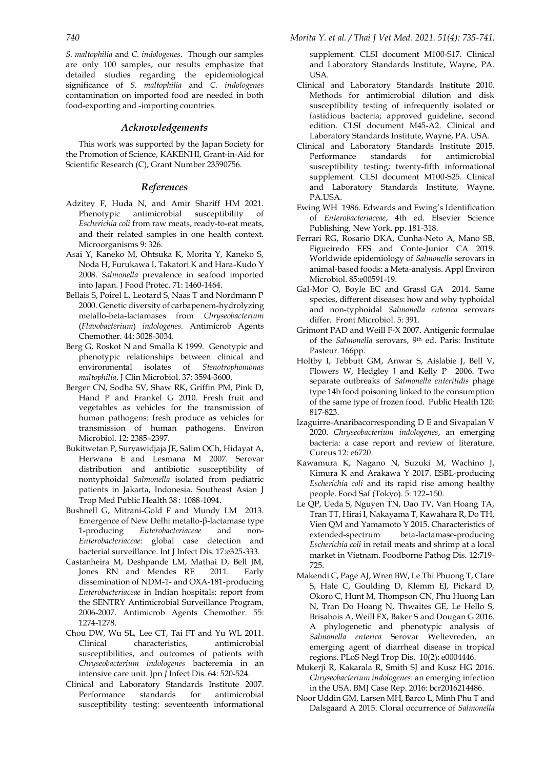*S. maltophilia* and *C. indologenes*. Though our samples are only 100 samples, our results emphasize that detailed studies regarding the epidemiological significance of *S. maltophilia* and *C. indologenes* contamination on imported food are needed in both food-exporting and -importing countries.

## *Acknowledgements*

This work was supported by the Japan Society for the Promotion of Science, KAKENHI, Grant-in-Aid for Scientific Research (C), Grant Number 23590756.

## *References*

Adzitey F, Huda N, and Amir Shariff HM 2021. Phenotypic antimicrobial susceptibility of *Escherichia coli* from raw meats, ready-to-eat meats, and their related samples in one health context. Microorganisms 9: 326.

Asai Y, Kaneko M, Ohtsuka K, Morita Y, Kaneko S, Noda H, Furukawa I, Takatori K and Hara-Kudo Y 2008. *Salmonella* prevalence in seafood imported into Japan. J Food Protec. 71: 1460-1464.

Bellais S, Poirel L, Leotard S, Naas T and Nordmann P 2000. Genetic diversity of carbapenem-hydrolyzing metallo-beta-lactamases from *Chryseobacterium* (*Flavobacterium*) *indologenes.* Antimicrob Agents Chemother. 44: 3028-3034.

Berg G, Roskot N and Smalla K 1999. Genotypic and phenotypic relationships between clinical and environmental isolates of *Stenotrophomonas maltophilia*. J Clin Microbiol. 37: 3594-3600.

Berger CN, Sodha SV, Shaw RK, Griffin PM, Pink D, Hand P and Frankel G 2010. Fresh fruit and vegetables as vehicles for the transmission of human pathogens: fresh produce as vehicles for transmission of human pathogens. Environ Microbiol. 12: 2385–2397.

Bukitwetan P, Suryawidjaja JE, Salim OCh, Hidayat A, Herwana E and Lesmana M 2007. Serovar distribution and antibiotic susceptibility of nontyphoidal *Salmonella* isolated from pediatric patients in Jakarta, Indonesia. Southeast Asian J Trop Med Public Health 38 : 1088-1094.

Bushnell G, Mitrani-Gold F and Mundy LM 2013. Emergence of New Delhi metallo-β-lactamase type 1-producing *Enterobacteriaceae* and non-*Enterobacteriaceae*: global case detection and bacterial surveillance. Int J Infect Dis. 17:e325-333.

Castanheira M, Deshpande LM, Mathai D, Bell JM, Jones RN and Mendes RE 2011. Early dissemination of NDM-1- and OXA-181-producing *Enterobacteriaceae* in Indian hospitals: report from the SENTRY Antimicrobial Surveillance Program, 2006-2007. Antimicrob Agents Chemother. 55: 1274-1278.

Chou DW, Wu SL, Lee CT, Tai FT and Yu WL 2011. Clinical characteristics, antimicrobial susceptibilities, and outcomes of patients with *Chryseobacterium indologenes* bacteremia in an intensive care unit. Jpn *J* Infect Dis. 64: 520-524.

Clinical and Laboratory Standards Institute 2007. Performance standards for antimicrobial susceptibility testing: seventeenth informational supplement. CLSI document M100-S17. Clinical and Laboratory Standards Institute, Wayne, PA. USA.

Clinical and Laboratory Standards Institute 2010. Methods for antimicrobial dilution and disk susceptibility testing of infrequently isolated or fastidious bacteria; approved guideline, second edition. CLSI document M45-A2. Clinical and Laboratory Standards Institute, Wayne, PA. USA.

Clinical and Laboratory Standards Institute 2015. Performance standards for antimicrobial susceptibility testing; twenty-fifth informational supplement. CLSI document M100-S25. Clinical and Laboratory Standards Institute, Wayne, PA.USA.

Ewing WH 1986. Edwards and Ewing's Identification of *Enterobacteriaceae*, 4th ed. Elsevier Science Publishing, New York, pp. 181-318.

Ferrari RG, Rosario DKA, Cunha-Neto A, Mano SB, Figueiredo EES and Conte-Junior CA 2019. Worldwide epidemiology of *Salmonella* serovars in animal-based foods: a Meta-analysis. Appl Environ Microbiol. 85:e00591-19.

Gal-Mor O, Boyle EC and Grassl GA 2014. Same species, different diseases: how and why typhoidal and non-typhoidal *Salmonella enterica* serovars differ. Front Microbiol. 5: 391.

Grimont PAD and Weill F-X 2007. Antigenic formulae of the *Salmonella* serovars, 9th ed. Paris: Institute Pasteur. 166pp.

Holtby I, Tebbutt GM, Anwar S, Aislabie J, Bell V, Flowers W, Hedgley J and Kelly P 2006. Two separate outbreaks of *Salmonella enteritidis* phage type 14b food poisoning linked to the consumption of the same type of frozen food. Public Health 120: 817-823.

Izaguirre-Anaribacorresponding D E and Sivapalan V 2020. *Chryseobacterium indologenes*, an emerging bacteria: a case report and review of literature. Cureus 12: e6720.

Kawamura K, Nagano N, Suzuki M, Wachino J, Kimura K and Arakawa Y 2017. ESBL-producing *Escherichia coli* and its rapid rise among healthy people. Food Saf (Tokyo). 5: 122–150.

Le QP, Ueda S, Nguyen TN, Dao TV, Van Hoang TA, Tran TT, Hirai I, Nakayama T, Kawahara R, Do TH, Vien QM and Yamamoto Y 2015. Characteristics of extended-spectrum beta-lactamase-producing *Escherichia coli* in retail meats and shrimp at a local market in Vietnam. Foodborne Pathog Dis. 12:719-725.

Makendi C, Page AJ, Wren BW, Le Thi Phuong T, Clare S, Hale C, Goulding D, Klemm EJ, Pickard D, Okoro C, Hunt M, Thompson CN, Phu Huong Lan N, Tran Do Hoang N, Thwaites GE, Le Hello S, Brisabois A, Weill FX, Baker S and Dougan G 2016. A phylogenetic and phenotypic analysis of *Salmonella enterica* Serovar Weltevreden, an emerging agent of diarrheal disease in tropical regions. PLoS Negl Trop Dis. 10(2): e0004446.

Mukerji R, Kakarala R, Smith SJ and Kusz HG 2016. *Chryseobacterium indologenes*: an emerging infection in the USA. BMJ Case Rep. 2016: bcr2016214486.

Noor Uddin GM, Larsen MH, Barco L, Minh Phu T and Dalsgaard A 2015. Clonal occurrence of *Salmonella*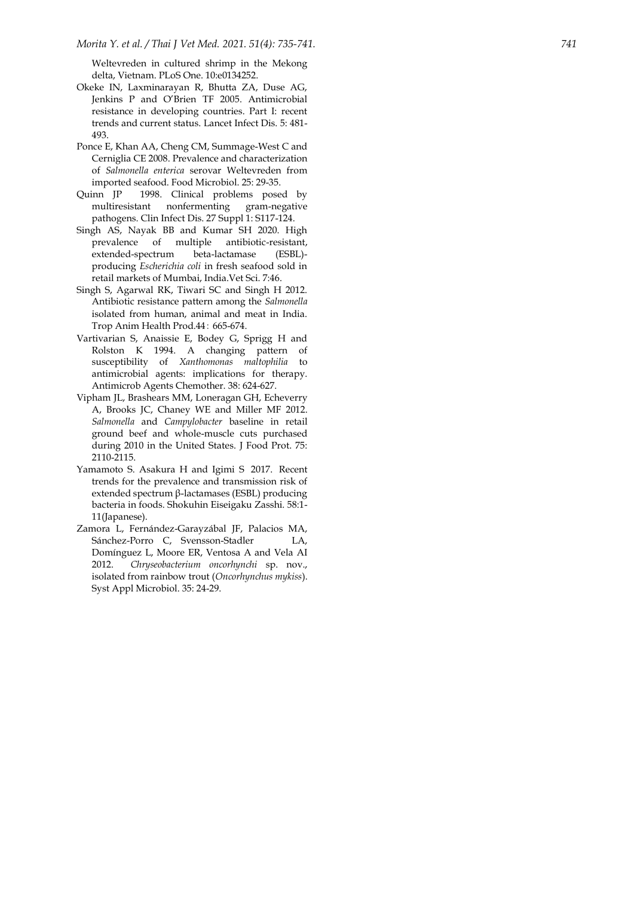Weltevreden in cultured shrimp in the Mekong delta, Vietnam. PLoS One. 10:e0134252.

Okeke IN, Laxminarayan R, Bhutta ZA, Duse AG, Jenkins P and O'Brien TF 2005. Antimicrobial resistance in developing countries. Part I: recent trends and current status. Lancet Infect Dis. 5: 481-493.

Ponce E, Khan AA, Cheng CM, Summage-West C and Cerniglia CE 2008. Prevalence and characterization of *Salmonella enterica* serovar Weltevreden from imported seafood. Food Microbiol. 25: 29-35.

Quinn JP 1998. Clinical problems posed by multiresistant nonfermenting gram-negative pathogens. Clin Infect Dis. 27 Suppl 1: S117-124.

Singh AS, Nayak BB and Kumar SH 2020. High prevalence of multiple antibiotic-resistant, extended-spectrum beta-lactamase (ESBL)-producing *Escherichia coli* in fresh seafood sold in retail markets of Mumbai, India.Vet Sci. 7:46.

Singh S, Agarwal RK, Tiwari SC and Singh H 2012. Antibiotic resistance pattern among the *Salmonella* isolated from human, animal and meat in India. Trop Anim Health Prod.44 : 665-674.

Vartivarian S, Anaissie E, Bodey G, Sprigg H and Rolston K 1994. A changing pattern of susceptibility of *Xanthomonas maltophilia* to antimicrobial agents: implications for therapy. Antimicrob Agents Chemother. 38: 624-627.

Vipham JL, Brashears MM, Loneragan GH, Echeverry A, Brooks JC, Chaney WE and Miller MF 2012. *Salmonella* and *Campylobacter* baseline in retail ground beef and whole-muscle cuts purchased during 2010 in the United States. J Food Prot. 75: 2110-2115.

Yamamoto S. Asakura H and Igimi S 2017. Recent trends for the prevalence and transmission risk of extended spectrum β-lactamases (ESBL) producing bacteria in foods. Shokuhin Eiseigaku Zasshi. 58:1-11(Japanese).

Zamora L, Fernández-Garayzábal JF, Palacios MA, Sánchez-Porro C, Svensson-Stadler LA, Domínguez L, Moore ER, Ventosa A and Vela AI 2012. *Chryseobacterium oncorhynchi* sp. nov., isolated from rainbow trout (*Oncorhynchus mykiss*). Syst Appl Microbiol. 35: 24-29.